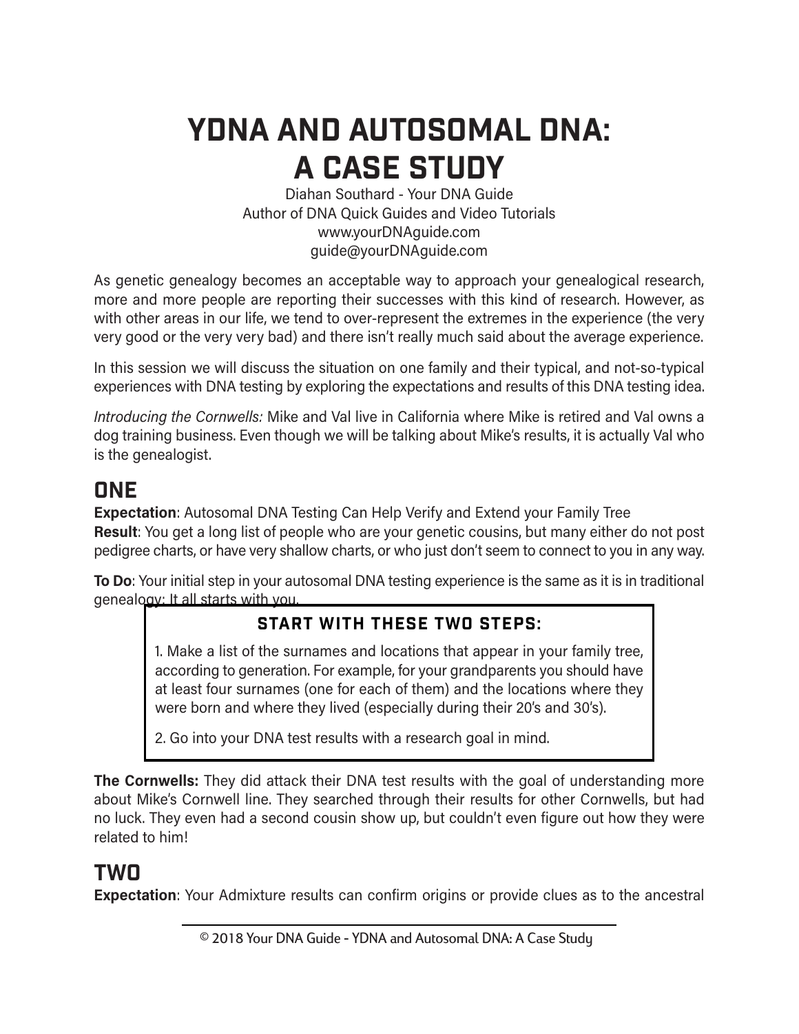# YDNA AND AUTOSOMAL DNA: A CASE STUDY

Diahan Southard - Your DNA Guide
Author of DNA Quick Guides and Video Tutorials
www.yourDNAguide.com
guide@yourDNAguide.com

As genetic genealogy becomes an acceptable way to approach your genealogical research, more and more people are reporting their successes with this kind of research. However, as with other areas in our life, we tend to over-represent the extremes in the experience (the very very good or the very very bad) and there isn't really much said about the average experience.

In this session we will discuss the situation on one family and their typical, and not-so-typical experiences with DNA testing by exploring the expectations and results of this DNA testing idea.

*Introducing the Cornwells:* Mike and Val live in California where Mike is retired and Val owns a dog training business. Even though we will be talking about Mike's results, it is actually Val who is the genealogist.

## ONE

**Expectation**: Autosomal DNA Testing Can Help Verify and Extend your Family Tree
**Result**: You get a long list of people who are your genetic cousins, but many either do not post pedigree charts, or have very shallow charts, or who just don't seem to connect to you in any way.

**To Do**: Your initial step in your autosomal DNA testing experience is the same as it is in traditional genealogy: It all starts with you.

### START WITH THESE TWO STEPS:

1. Make a list of the surnames and locations that appear in your family tree, according to generation. For example, for your grandparents you should have at least four surnames (one for each of them) and the locations where they were born and where they lived (especially during their 20's and 30's).

2. Go into your DNA test results with a research goal in mind.

**The Cornwells:** They did attack their DNA test results with the goal of understanding more about Mike's Cornwell line. They searched through their results for other Cornwells, but had no luck. They even had a second cousin show up, but couldn't even figure out how they were related to him!

## TWO

**Expectation**: Your Admixture results can confirm origins or provide clues as to the ancestral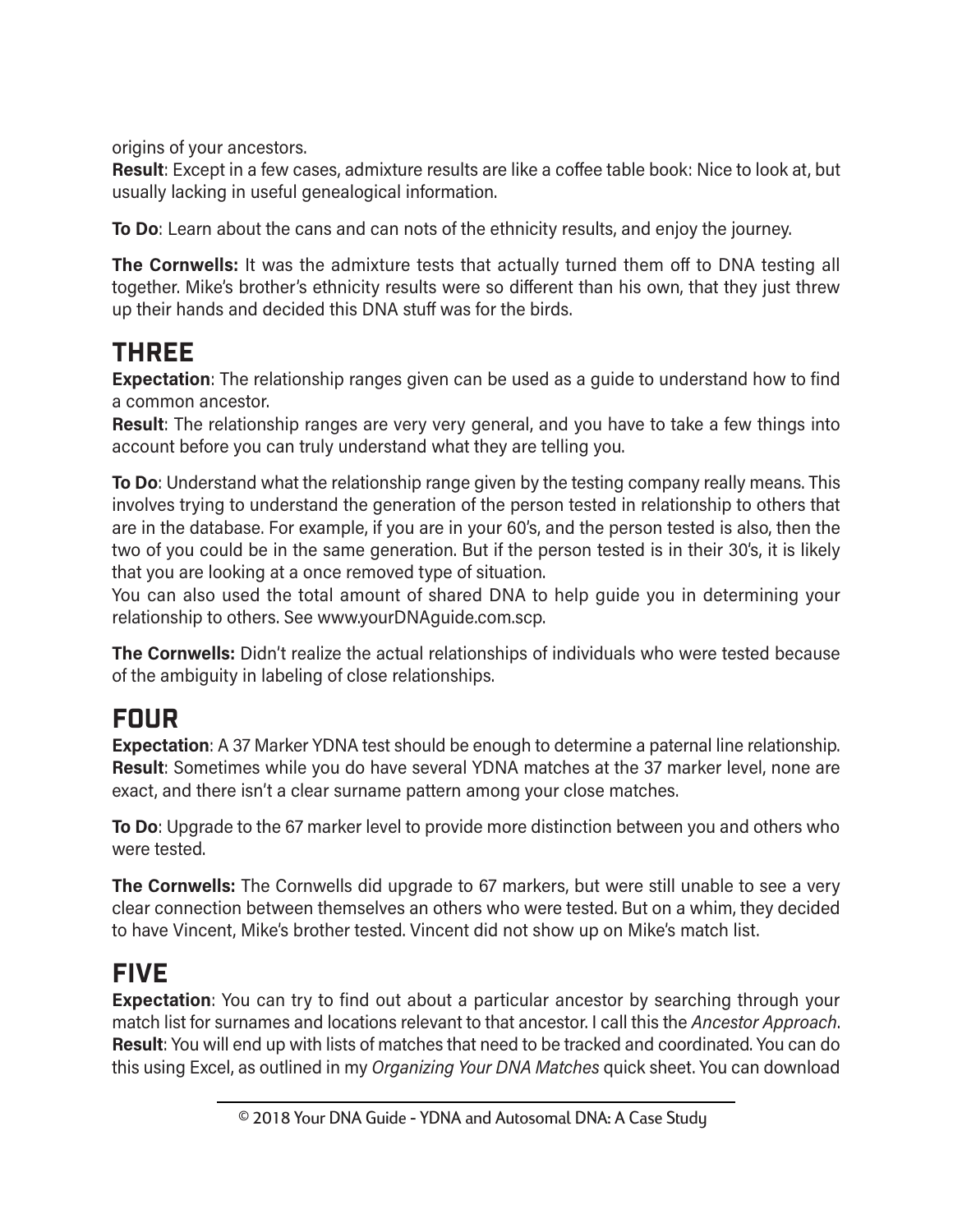origins of your ancestors.
**Result**: Except in a few cases, admixture results are like a coffee table book: Nice to look at, but usually lacking in useful genealogical information.

**To Do**: Learn about the cans and can nots of the ethnicity results, and enjoy the journey.

**The Cornwells:** It was the admixture tests that actually turned them off to DNA testing all together. Mike's brother's ethnicity results were so different than his own, that they just threw up their hands and decided this DNA stuff was for the birds.

## THREE

**Expectation**: The relationship ranges given can be used as a guide to understand how to find a common ancestor.
**Result**: The relationship ranges are very very general, and you have to take a few things into account before you can truly understand what they are telling you.

**To Do**: Understand what the relationship range given by the testing company really means. This involves trying to understand the generation of the person tested in relationship to others that are in the database. For example, if you are in your 60's, and the person tested is also, then the two of you could be in the same generation. But if the person tested is in their 30's, it is likely that you are looking at a once removed type of situation.
You can also used the total amount of shared DNA to help guide you in determining your relationship to others. See www.yourDNAguide.com.scp.

**The Cornwells:** Didn't realize the actual relationships of individuals who were tested because of the ambiguity in labeling of close relationships.

## FOUR

**Expectation**: A 37 Marker YDNA test should be enough to determine a paternal line relationship.
**Result**: Sometimes while you do have several YDNA matches at the 37 marker level, none are exact, and there isn't a clear surname pattern among your close matches.

**To Do**: Upgrade to the 67 marker level to provide more distinction between you and others who were tested.

**The Cornwells:** The Cornwells did upgrade to 67 markers, but were still unable to see a very clear connection between themselves an others who were tested. But on a whim, they decided to have Vincent, Mike's brother tested. Vincent did not show up on Mike's match list.

## FIVE

**Expectation**: You can try to find out about a particular ancestor by searching through your match list for surnames and locations relevant to that ancestor. I call this the *Ancestor Approach*.
**Result**: You will end up with lists of matches that need to be tracked and coordinated. You can do this using Excel, as outlined in my *Organizing Your DNA Matches* quick sheet. You can download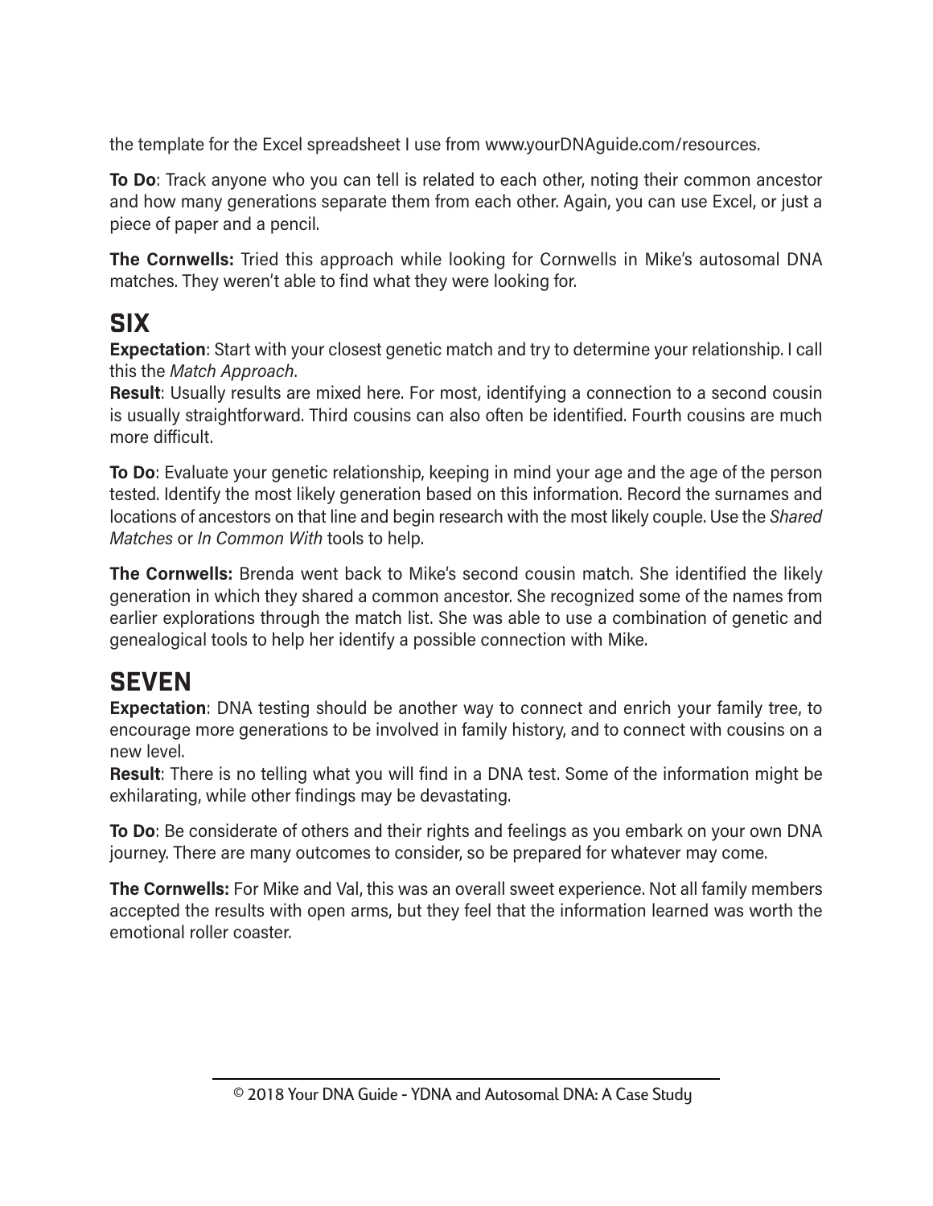the template for the Excel spreadsheet I use from www.yourDNAguide.com/resources.

**To Do**: Track anyone who you can tell is related to each other, noting their common ancestor and how many generations separate them from each other. Again, you can use Excel, or just a piece of paper and a pencil.

**The Cornwells:** Tried this approach while looking for Cornwells in Mike's autosomal DNA matches. They weren't able to find what they were looking for.

## SIX

**Expectation**: Start with your closest genetic match and try to determine your relationship. I call this the *Match Approach*.
**Result**: Usually results are mixed here. For most, identifying a connection to a second cousin is usually straightforward. Third cousins can also often be identified. Fourth cousins are much more difficult.

**To Do**: Evaluate your genetic relationship, keeping in mind your age and the age of the person tested. Identify the most likely generation based on this information. Record the surnames and locations of ancestors on that line and begin research with the most likely couple. Use the *Shared Matches* or *In Common With* tools to help.

**The Cornwells:** Brenda went back to Mike's second cousin match. She identified the likely generation in which they shared a common ancestor. She recognized some of the names from earlier explorations through the match list. She was able to use a combination of genetic and genealogical tools to help her identify a possible connection with Mike.

## SEVEN

**Expectation**: DNA testing should be another way to connect and enrich your family tree, to encourage more generations to be involved in family history, and to connect with cousins on a new level.
**Result**: There is no telling what you will find in a DNA test. Some of the information might be exhilarating, while other findings may be devastating.

**To Do**: Be considerate of others and their rights and feelings as you embark on your own DNA journey. There are many outcomes to consider, so be prepared for whatever may come.

**The Cornwells:** For Mike and Val, this was an overall sweet experience. Not all family members accepted the results with open arms, but they feel that the information learned was worth the emotional roller coaster.